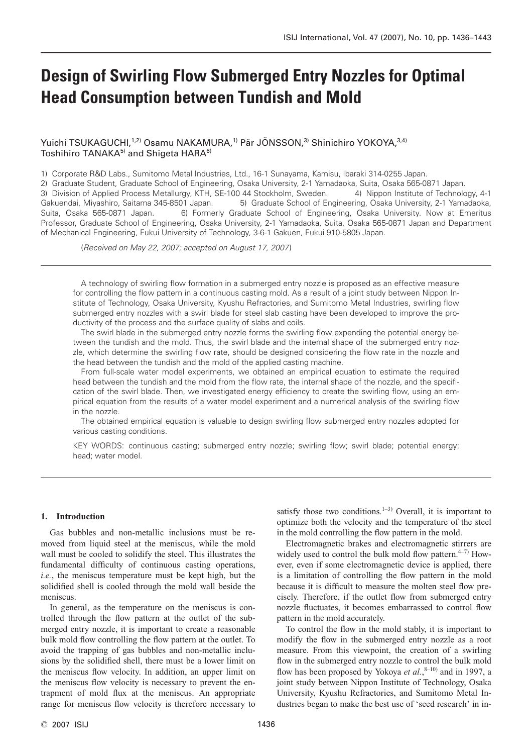# Design of Swirling Flow Submerged Entry Nozzles for Optimal Head Consumption between Tundish and Mold

Yuichi TSUKAGUCHI,[1,2] Osamu NAKAMURA,[1] Pär JÖNSSON,[3] Shinichiro YOKOYA,[3,4] Toshihiro TANAKA[5] and Shigeta HARA[6]

1) Corporate R&D Labs., Sumitomo Metal Industries, Ltd., 16-1 Sunayama, Kamisu, Ibaraki 314-0255 Japan.
2) Graduate Student, Graduate School of Engineering, Osaka University, 2-1 Yamadaoka, Suita, Osaka 565-0871 Japan.
3) Division of Applied Process Metallurgy, KTH, SE-100 44 Stockholm, Sweden. 4) Nippon Institute of Technology, 4-1 Gakuendai, Miyashiro, Saitama 345-8501 Japan. 5) Graduate School of Engineering, Osaka University, 2-1 Yamadaoka, Suita, Osaka 565-0871 Japan. 6) Formerly Graduate School of Engineering, Osaka University. Now at Emeritus Professor, Graduate School of Engineering, Osaka University, 2-1 Yamadaoka, Suita, Osaka 565-0871 Japan and Department of Mechanical Engineering, Fukui University of Technology, 3-6-1 Gakuen, Fukui 910-5805 Japan.

(*Received on May 22, 2007; accepted on August 17, 2007*)

A technology of swirling flow formation in a submerged entry nozzle is proposed as an effective measure for controlling the flow pattern in a continuous casting mold. As a result of a joint study between Nippon Institute of Technology, Osaka University, Kyushu Refractories, and Sumitomo Metal Industries, swirling flow submerged entry nozzles with a swirl blade for steel slab casting have been developed to improve the productivity of the process and the surface quality of slabs and coils.

The swirl blade in the submerged entry nozzle forms the swirling flow expending the potential energy between the tundish and the mold. Thus, the swirl blade and the internal shape of the submerged entry nozzle, which determine the swirling flow rate, should be designed considering the flow rate in the nozzle and the head between the tundish and the mold of the applied casting machine.

From full-scale water model experiments, we obtained an empirical equation to estimate the required head between the tundish and the mold from the flow rate, the internal shape of the nozzle, and the specification of the swirl blade. Then, we investigated energy efficiency to create the swirling flow, using an empirical equation from the results of a water model experiment and a numerical analysis of the swirling flow in the nozzle.

The obtained empirical equation is valuable to design swirling flow submerged entry nozzles adopted for various casting conditions.

KEY WORDS: continuous casting; submerged entry nozzle; swirling flow; swirl blade; potential energy; head; water model.

## 1. Introduction

Gas bubbles and non-metallic inclusions must be removed from liquid steel at the meniscus, while the mold wall must be cooled to solidify the steel. This illustrates the fundamental difficulty of continuous casting operations, *i.e.*, the meniscus temperature must be kept high, but the solidified shell is cooled through the mold wall beside the meniscus.

In general, as the temperature on the meniscus is controlled through the flow pattern at the outlet of the submerged entry nozzle, it is important to create a reasonable bulk mold flow controlling the flow pattern at the outlet. To avoid the trapping of gas bubbles and non-metallic inclusions by the solidified shell, there must be a lower limit on the meniscus flow velocity. In addition, an upper limit on the meniscus flow velocity is necessary to prevent the entrapment of mold flux at the meniscus. An appropriate range for meniscus flow velocity is therefore necessary to satisfy those two conditions.[1–3] Overall, it is important to optimize both the velocity and the temperature of the steel in the mold controlling the flow pattern in the mold.

Electromagnetic brakes and electromagnetic stirrers are widely used to control the bulk mold flow pattern.[4–7] However, even if some electromagnetic device is applied, there is a limitation of controlling the flow pattern in the mold because it is difficult to measure the molten steel flow precisely. Therefore, if the outlet flow from submerged entry nozzle fluctuates, it becomes embarrassed to control flow pattern in the mold accurately.

To control the flow in the mold stably, it is important to modify the flow in the submerged entry nozzle as a root measure. From this viewpoint, the creation of a swirling flow in the submerged entry nozzle to control the bulk mold flow has been proposed by Yokoya *et al.*,[8–10] and in 1997, a joint study between Nippon Institute of Technology, Osaka University, Kyushu Refractories, and Sumitomo Metal Industries began to make the best use of 'seed research' in in-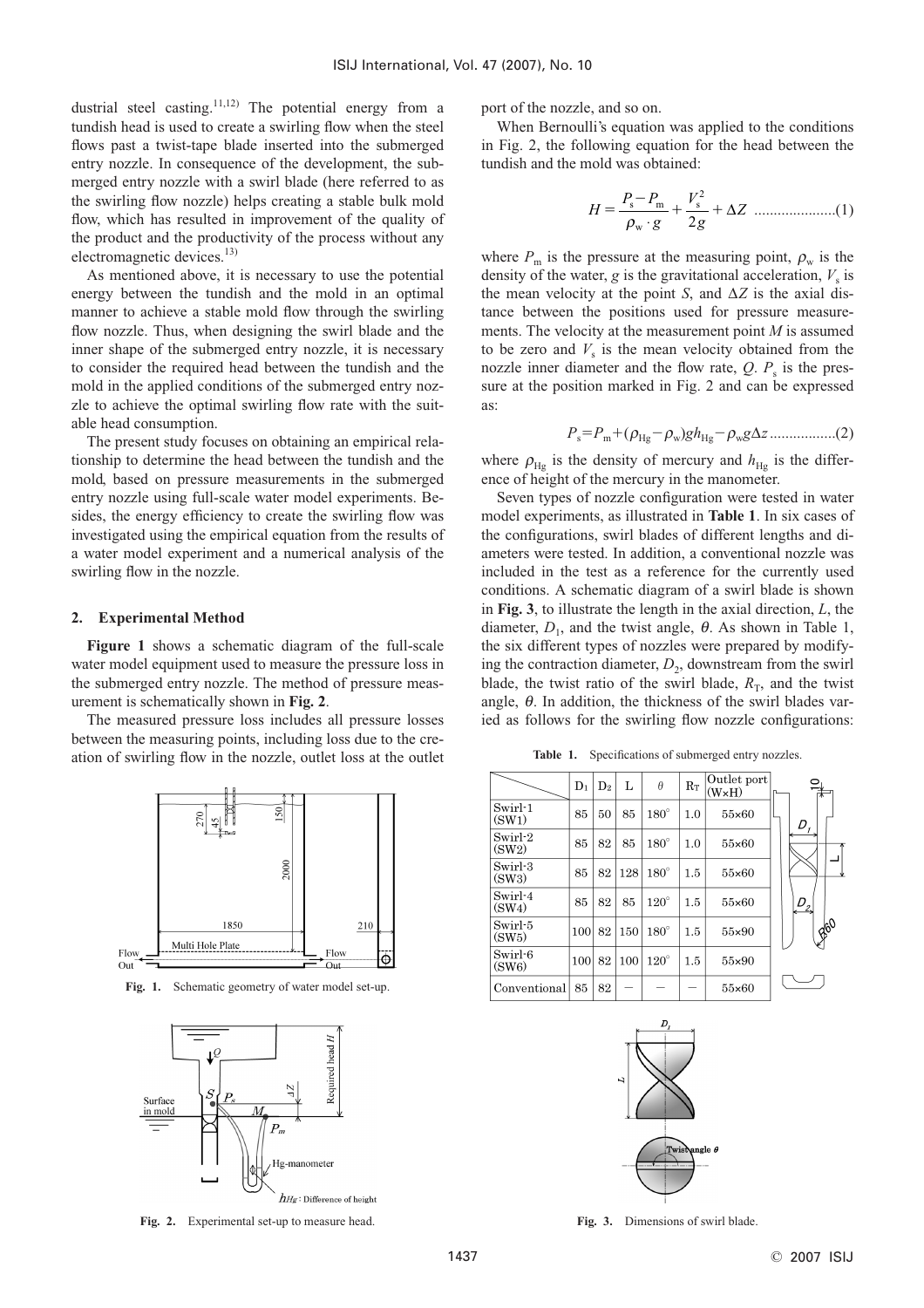dustrial steel casting.[11,12)] The potential energy from a tundish head is used to create a swirling flow when the steel flows past a twist-tape blade inserted into the submerged entry nozzle. In consequence of the development, the submerged entry nozzle with a swirl blade (here referred to as the swirling flow nozzle) helps creating a stable bulk mold flow, which has resulted in improvement of the quality of the product and the productivity of the process without any electromagnetic devices.[13)]

As mentioned above, it is necessary to use the potential energy between the tundish and the mold in an optimal manner to achieve a stable mold flow through the swirling flow nozzle. Thus, when designing the swirl blade and the inner shape of the submerged entry nozzle, it is necessary to consider the required head between the tundish and the mold in the applied conditions of the submerged entry nozzle to achieve the optimal swirling flow rate with the suitable head consumption.

The present study focuses on obtaining an empirical relationship to determine the head between the tundish and the mold, based on pressure measurements in the submerged entry nozzle using full-scale water model experiments. Besides, the energy efficiency to create the swirling flow was investigated using the empirical equation from the results of a water model experiment and a numerical analysis of the swirling flow in the nozzle.

## 2. Experimental Method

**Figure 1** shows a schematic diagram of the full-scale water model equipment used to measure the pressure loss in the submerged entry nozzle. The method of pressure measurement is schematically shown in **Fig. 2**.

The measured pressure loss includes all pressure losses between the measuring points, including loss due to the creation of swirling flow in the nozzle, outlet loss at the outlet port of the nozzle, and so on.

When Bernoulli's equation was applied to the conditions in Fig. 2, the following equation for the head between the tundish and the mold was obtained:

$$H=\frac{P_s-P_m}{\rho_w \cdot g}+\frac{V_s^2}{2g}+\Delta Z \quad \text{.....................(1)}$$

where $P_m$ is the pressure at the measuring point, $\rho_w$ is the density of the water, $g$ is the gravitational acceleration, $V_s$ is the mean velocity at the point $S$, and $\Delta Z$ is the axial distance between the positions used for pressure measurements. The velocity at the measurement point $M$ is assumed to be zero and $V_s$ is the mean velocity obtained from the nozzle inner diameter and the flow rate, $Q$. $P_s$ is the pressure at the position marked in Fig. 2 and can be expressed as:

$$P_s=P_m+(\rho_{Hg}-\rho_w)gh_{Hg}-\rho_w g\Delta z \quad \text{.................(2)}$$

where $\rho_{Hg}$ is the density of mercury and $h_{Hg}$ is the difference of height of the mercury in the manometer.

Seven types of nozzle configuration were tested in water model experiments, as illustrated in **Table 1**. In six cases of the configurations, swirl blades of different lengths and diameters were tested. In addition, a conventional nozzle was included in the test as a reference for the currently used conditions. A schematic diagram of a swirl blade is shown in **Fig. 3**, to illustrate the length in the axial direction, $L$, the diameter, $D_1$, and the twist angle, $\theta$. As shown in Table 1, the six different types of nozzles were prepared by modifying the contraction diameter, $D_2$, downstream from the swirl blade, the twist ratio of the swirl blade, $R_T$, and the twist angle, $\theta$. In addition, the thickness of the swirl blades varied as follows for the swirling flow nozzle configurations:

Fig. 1. Schematic geometry of water model set-up.

Fig. 2. Experimental set-up to measure head.

**Table 1.** Specifications of submerged entry nozzles.

| | $D_1$ | $D_2$ | L | $\theta$ | $R_T$ | Outlet port (W×H) |
|---|---|---|---|---|---|---|
| Swirl-1 (SW1) | 85 | 50 | 85 | 180° | 1.0 | 55×60 |
| Swirl-2 (SW2) | 85 | 82 | 85 | 180° | 1.0 | 55×60 |
| Swirl-3 (SW3) | 85 | 82 | 128 | 180° | 1.5 | 55×60 |
| Swirl-4 (SW4) | 85 | 82 | 85 | 120° | 1.5 | 55×60 |
| Swirl-5 (SW5) | 100 | 82 | 150 | 180° | 1.5 | 55×90 |
| Swirl-6 (SW6) | 100 | 82 | 100 | 120° | 1.5 | 55×90 |
| Conventional | 85 | 82 | – | – | – | 55×60 |

Fig. 3. Dimensions of swirl blade.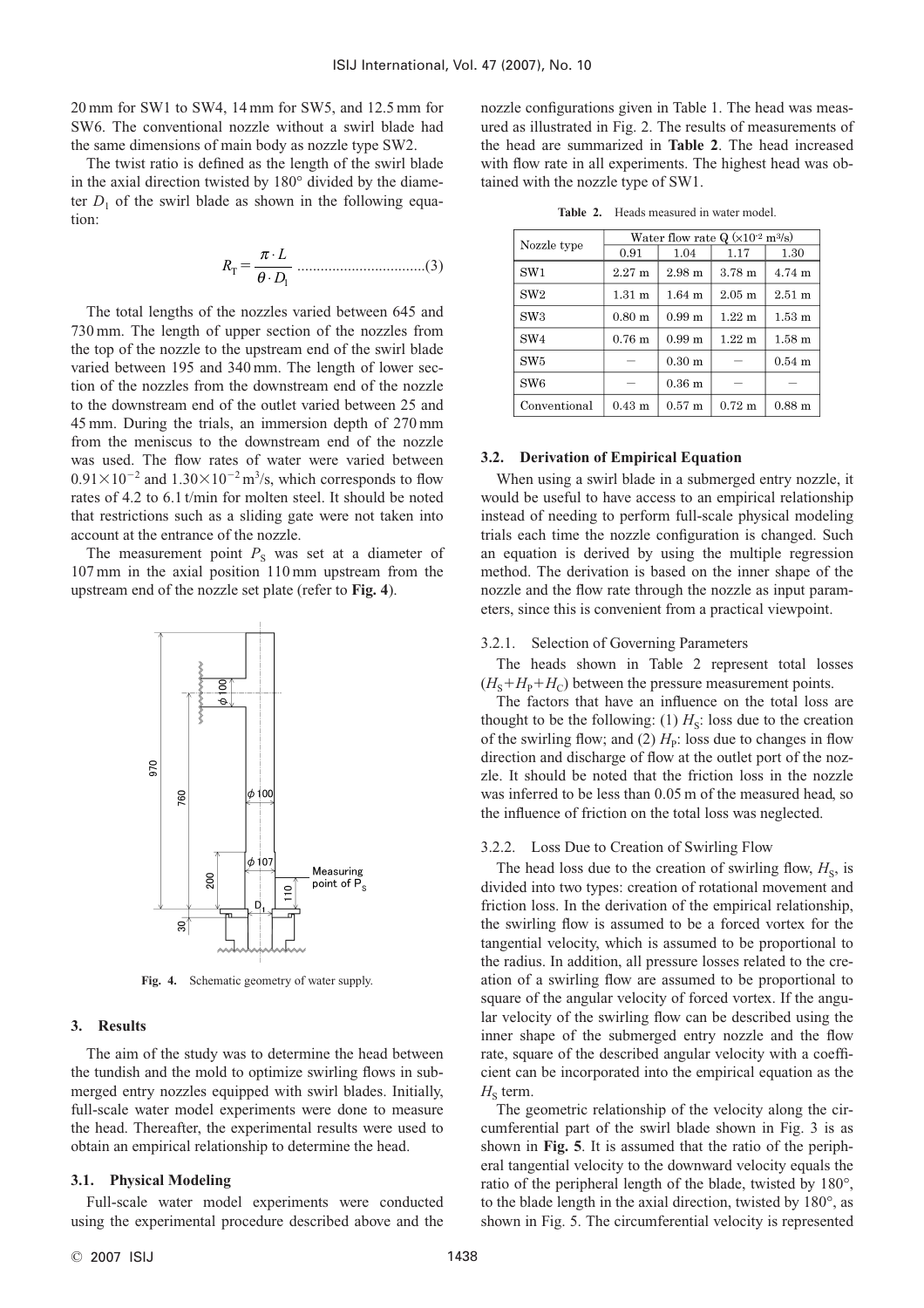20 mm for SW1 to SW4, 14 mm for SW5, and 12.5 mm for SW6. The conventional nozzle without a swirl blade had the same dimensions of main body as nozzle type SW2.

The twist ratio is defined as the length of the swirl blade in the axial direction twisted by 180° divided by the diameter $D_1$ of the swirl blade as shown in the following equation:

$$R_T = \frac{\pi \cdot L}{\theta \cdot D_1} \quad (3)$$

The total lengths of the nozzles varied between 645 and 730 mm. The length of upper section of the nozzles from the top of the nozzle to the upstream end of the swirl blade varied between 195 and 340 mm. The length of lower section of the nozzles from the downstream end of the nozzle to the downstream end of the outlet varied between 25 and 45 mm. During the trials, an immersion depth of 270 mm from the meniscus to the downstream end of the nozzle was used. The flow rates of water were varied between $0.91\times10^{-2}$ and $1.30\times10^{-2}$ m$^3$/s, which corresponds to flow rates of 4.2 to 6.1 t/min for molten steel. It should be noted that restrictions such as a sliding gate were not taken into account at the entrance of the nozzle.

The measurement point $P_S$ was set at a diameter of 107 mm in the axial position 110 mm upstream from the upstream end of the nozzle set plate (refer to **Fig. 4**).

**Fig. 4.** Schematic geometry of water supply.

## 3. Results

The aim of the study was to determine the head between the tundish and the mold to optimize swirling flows in submerged entry nozzles equipped with swirl blades. Initially, full-scale water model experiments were done to measure the head. Thereafter, the experimental results were used to obtain an empirical relationship to determine the head.

### 3.1. Physical Modeling

Full-scale water model experiments were conducted using the experimental procedure described above and the nozzle configurations given in Table 1. The head was measured as illustrated in Fig. 2. The results of measurements of the head are summarized in **Table 2**. The head increased with flow rate in all experiments. The highest head was obtained with the nozzle type of SW1.

**Table 2.** Heads measured in water model.

| Nozzle type | Water flow rate Q ($\times10^{-2}$ m$^3$/s) | | | |
|---|---|---|---|---|
| | 0.91 | 1.04 | 1.17 | 1.30 |
| SW1 | 2.27 m | 2.98 m | 3.78 m | 4.74 m |
| SW2 | 1.31 m | 1.64 m | 2.05 m | 2.51 m |
| SW3 | 0.80 m | 0.99 m | 1.22 m | 1.53 m |
| SW4 | 0.76 m | 0.99 m | 1.22 m | 1.58 m |
| SW5 | – | 0.30 m | – | 0.54 m |
| SW6 | – | 0.36 m | – | – |
| Conventional | 0.43 m | 0.57 m | 0.72 m | 0.88 m |

### 3.2. Derivation of Empirical Equation

When using a swirl blade in a submerged entry nozzle, it would be useful to have access to an empirical relationship instead of needing to perform full-scale physical modeling trials each time the nozzle configuration is changed. Such an equation is derived by using the multiple regression method. The derivation is based on the inner shape of the nozzle and the flow rate through the nozzle as input parameters, since this is convenient from a practical viewpoint.

#### 3.2.1. Selection of Governing Parameters

The heads shown in Table 2 represent total losses ($H_S+H_P+H_C$) between the pressure measurement points.

The factors that have an influence on the total loss are thought to be the following: (1) $H_S$: loss due to the creation of the swirling flow; and (2) $H_P$: loss due to changes in flow direction and discharge of flow at the outlet port of the nozzle. It should be noted that the friction loss in the nozzle was inferred to be less than 0.05 m of the measured head, so the influence of friction on the total loss was neglected.

#### 3.2.2. Loss Due to Creation of Swirling Flow

The head loss due to the creation of swirling flow, $H_S$, is divided into two types: creation of rotational movement and friction loss. In the derivation of the empirical relationship, the swirling flow is assumed to be a forced vortex for the tangential velocity, which is assumed to be proportional to the radius. In addition, all pressure losses related to the creation of a swirling flow are assumed to be proportional to square of the angular velocity of forced vortex. If the angular velocity of the swirling flow can be described using the inner shape of the submerged entry nozzle and the flow rate, square of the described angular velocity with a coefficient can be incorporated into the empirical equation as the $H_S$ term.

The geometric relationship of the velocity along the circumferential part of the swirl blade shown in Fig. 3 is as shown in **Fig. 5**. It is assumed that the ratio of the peripheral tangential velocity to the downward velocity equals the ratio of the peripheral length of the blade, twisted by 180°, to the blade length in the axial direction, twisted by 180°, as shown in Fig. 5. The circumferential velocity is represented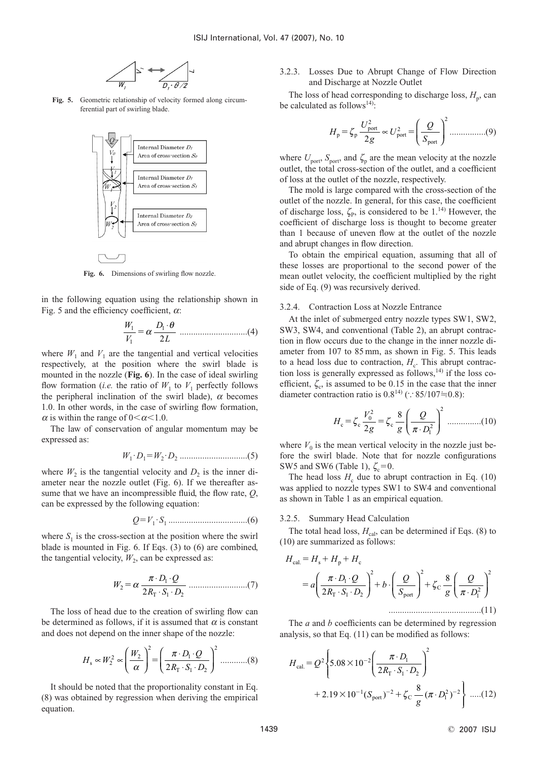**Fig. 5.** Geometric relationship of velocity formed along circumferential part of swirling blade.

**Fig. 6.** Dimensions of swirling flow nozzle.

in the following equation using the relationship shown in Fig. 5 and the efficiency coefficient, $\alpha$:

$$\frac{W_1}{V_1} = \alpha \frac{D_1 \cdot \theta}{2L} \quad \text{.............................(4)}$$

where $W_1$ and $V_1$ are the tangential and vertical velocities respectively, at the position where the swirl blade is mounted in the nozzle (**Fig. 6**). In the case of ideal swirling flow formation (*i.e.* the ratio of $W_1$ to $V_1$ perfectly follows the peripheral inclination of the swirl blade), $\alpha$ becomes 1.0. In other words, in the case of swirling flow formation, $\alpha$ is within the range of $0<\alpha<1.0$.

The law of conservation of angular momentum may be expressed as:

$$W_1 \cdot D_1 = W_2 \cdot D_2 \quad \text{.............................(5)}$$

where $W_2$ is the tangential velocity and $D_2$ is the inner diameter near the nozzle outlet (Fig. 6). If we thereafter assume that we have an incompressible fluid, the flow rate, $Q$, can be expressed by the following equation:

$$Q = V_1 \cdot S_1 \quad \text{...................................(6)}$$

where $S_1$ is the cross-section at the position where the swirl blade is mounted in Fig. 6. If Eqs. (3) to (6) are combined, the tangential velocity, $W_2$, can be expressed as:

$$W_2 = \alpha \frac{\pi \cdot D_1 \cdot Q}{2R_T \cdot S_1 \cdot D_2} \quad \text{..........................(7)}$$

The loss of head due to the creation of swirling flow can be determined as follows, if it is assumed that $\alpha$ is constant and does not depend on the inner shape of the nozzle:

$$H_s \propto W_2^2 \propto \left(\frac{W_2}{\alpha}\right)^2 = \left(\frac{\pi \cdot D_1 \cdot Q}{2R_T \cdot S_1 \cdot D_2}\right)^2 \quad \text{............(8)}$$

It should be noted that the proportionality constant in Eq. (8) was obtained by regression when deriving the empirical equation.

#### 3.2.3. Losses Due to Abrupt Change of Flow Direction and Discharge at Nozzle Outlet

The loss of head corresponding to discharge loss, $H_p$, can be calculated as follows[14]:

$$H_p = \zeta_p \frac{U_{port}^2}{2g} \propto U_{port}^2 = \left(\frac{Q}{S_{port}}\right)^2 \quad \text{................(9)}$$

where $U_{port}$, $S_{port}$, and $\zeta_p$ are the mean velocity at the nozzle outlet, the total cross-section of the outlet, and a coefficient of loss at the outlet of the nozzle, respectively.

The mold is large compared with the cross-section of the outlet of the nozzle. In general, for this case, the coefficient of discharge loss, $\zeta_P$, is considered to be 1.[14] However, the coefficient of discharge loss is thought to become greater than 1 because of uneven flow at the outlet of the nozzle and abrupt changes in flow direction.

To obtain the empirical equation, assuming that all of these losses are proportional to the second power of the mean outlet velocity, the coefficient multiplied by the right side of Eq. (9) was recursively derived.

#### 3.2.4. Contraction Loss at Nozzle Entrance

At the inlet of submerged entry nozzle types SW1, SW2, SW3, SW4, and conventional (Table 2), an abrupt contraction in flow occurs due to the change in the inner nozzle diameter from 107 to 85 mm, as shown in Fig. 5. This leads to a head loss due to contraction, $H_c$. This abrupt contraction loss is generally expressed as follows,[14] if the loss coefficient, $\zeta_c$, is assumed to be 0.15 in the case that the inner diameter contraction ratio is 0.8[14] ($\because$ 85/107≒0.8):

$$H_c = \zeta_c \frac{V_0^2}{2g} = \zeta_c \frac{8}{g}\left(\frac{Q}{\pi \cdot D_1^2}\right)^2 \quad \text{...............(10)}$$

where $V_0$ is the mean vertical velocity in the nozzle just before the swirl blade. Note that for nozzle configurations SW5 and SW6 (Table 1), $\zeta_c=0$.

The head loss $H_c$ due to abrupt contraction in Eq. (10) was applied to nozzle types SW1 to SW4 and conventional as shown in Table 1 as an empirical equation.

#### 3.2.5. Summary Head Calculation

The total head loss, $H_{cal}$, can be determined if Eqs. (8) to (10) are summarized as follows:

$$H_{cal.} = H_s + H_p + H_c = a\left(\frac{\pi \cdot D_1 \cdot Q}{2R_T \cdot S_1 \cdot D_2}\right)^2 + b \cdot \left(\frac{Q}{S_{port}}\right)^2 + \zeta_C \frac{8}{g}\left(\frac{Q}{\pi \cdot D_1^2}\right)^2 \quad \text{.........................................(11)}$$

The $a$ and $b$ coefficients can be determined by regression analysis, so that Eq. (11) can be modified as follows:

$$H_{cal.} = Q^2\left\{5.08\times10^{-2}\left(\frac{\pi \cdot D_1}{2R_T \cdot S_1 \cdot D_2}\right)^2 + 2.19\times10^{-1}(S_{port})^{-2} + \zeta_C \frac{8}{g}(\pi \cdot D_1^2)^{-2}\right\} \quad \text{.....(12)}$$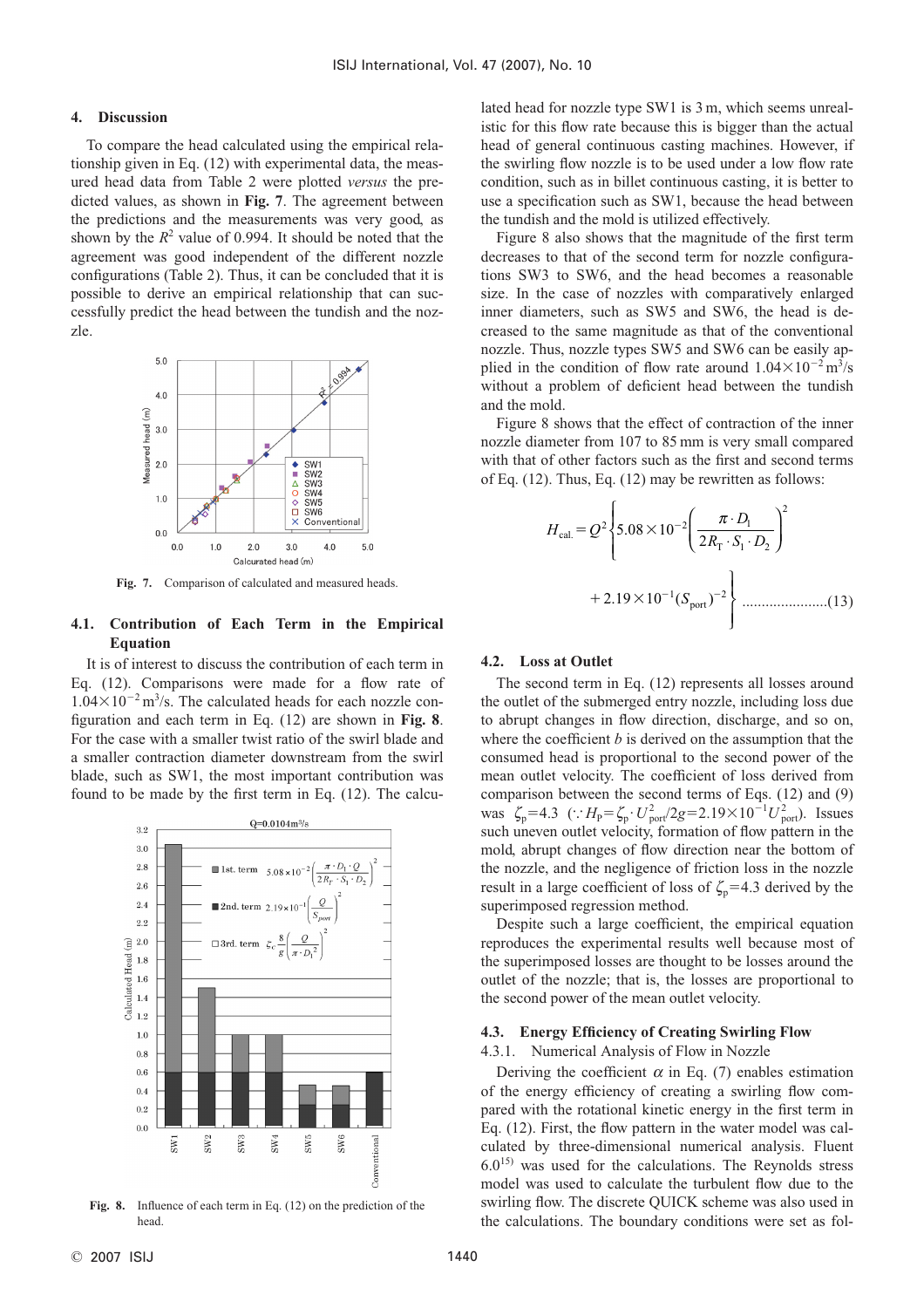## 4. Discussion

To compare the head calculated using the empirical relationship given in Eq. (12) with experimental data, the measured head data from Table 2 were plotted *versus* the predicted values, as shown in **Fig. 7**. The agreement between the predictions and the measurements was very good, as shown by the $R^2$ value of 0.994. It should be noted that the agreement was good independent of the different nozzle configurations (Table 2). Thus, it can be concluded that it is possible to derive an empirical relationship that can successfully predict the head between the tundish and the nozzle.

**Fig. 7.** Comparison of calculated and measured heads.

### 4.1. Contribution of Each Term in the Empirical Equation

It is of interest to discuss the contribution of each term in Eq. (12). Comparisons were made for a flow rate of $1.04\times10^{-2}\,\mathrm{m^3/s}$. The calculated heads for each nozzle configuration and each term in Eq. (12) are shown in **Fig. 8**. For the case with a smaller twist ratio of the swirl blade and a smaller contraction diameter downstream from the swirl blade, such as SW1, the most important contribution was found to be made by the first term in Eq. (12). The calculated head for nozzle type SW1 is 3 m, which seems unrealistic for this flow rate because this is bigger than the actual head of general continuous casting machines. However, if the swirling flow nozzle is to be used under a low flow rate condition, such as in billet continuous casting, it is better to use a specification such as SW1, because the head between the tundish and the mold is utilized effectively.

**Fig. 8.** Influence of each term in Eq. (12) on the prediction of the head.

Figure 8 also shows that the magnitude of the first term decreases to that of the second term for nozzle configurations SW3 to SW6, and the head becomes a reasonable size. In the case of nozzles with comparatively enlarged inner diameters, such as SW5 and SW6, the head is decreased to the same magnitude as that of the conventional nozzle. Thus, nozzle types SW5 and SW6 can be easily applied in the condition of flow rate around $1.04\times10^{-2}\,\mathrm{m^3/s}$ without a problem of deficient head between the tundish and the mold.

Figure 8 shows that the effect of contraction of the inner nozzle diameter from 107 to 85 mm is very small compared with that of other factors such as the first and second terms of Eq. (12). Thus, Eq. (12) may be rewritten as follows:

$$H_{\mathrm{cal.}} = Q^2\left\{5.08\times10^{-2}\left(\frac{\pi\cdot D_1}{2R_{\mathrm{T}}\cdot S_1\cdot D_2}\right)^2 + 2.19\times10^{-1}(S_{\mathrm{port}})^{-2}\right\} \quad \text{......................(13)}$$

### 4.2. Loss at Outlet

The second term in Eq. (12) represents all losses around the outlet of the submerged entry nozzle, including loss due to abrupt changes in flow direction, discharge, and so on, where the coefficient $b$ is derived on the assumption that the consumed head is proportional to the second power of the mean outlet velocity. The coefficient of loss derived from comparison between the second terms of Eqs. (12) and (9) was $\zeta_{\mathrm{p}}=4.3$ $(\because H_{\mathrm{P}}=\zeta_{\mathrm{p}}\cdot U_{\mathrm{port}}^2/2g=2.19\times10^{-1}U_{\mathrm{port}}^2)$. Issues such uneven outlet velocity, formation of flow pattern in the mold, abrupt changes of flow direction near the bottom of the nozzle, and the negligence of friction loss in the nozzle result in a large coefficient of loss of $\zeta_{\mathrm{p}}=4.3$ derived by the superimposed regression method.

Despite such a large coefficient, the empirical equation reproduces the experimental results well because most of the superimposed losses are thought to be losses around the outlet of the nozzle; that is, the losses are proportional to the second power of the mean outlet velocity.

### 4.3. Energy Efficiency of Creating Swirling Flow

#### 4.3.1. Numerical Analysis of Flow in Nozzle

Deriving the coefficient $\alpha$ in Eq. (7) enables estimation of the energy efficiency of creating a swirling flow compared with the rotational kinetic energy in the first term in Eq. (12). First, the flow pattern in the water model was calculated by three-dimensional numerical analysis. Fluent 6.0[15] was used for the calculations. The Reynolds stress model was used to calculate the turbulent flow due to the swirling flow. The discrete QUICK scheme was also used in the calculations. The boundary conditions were set as fol-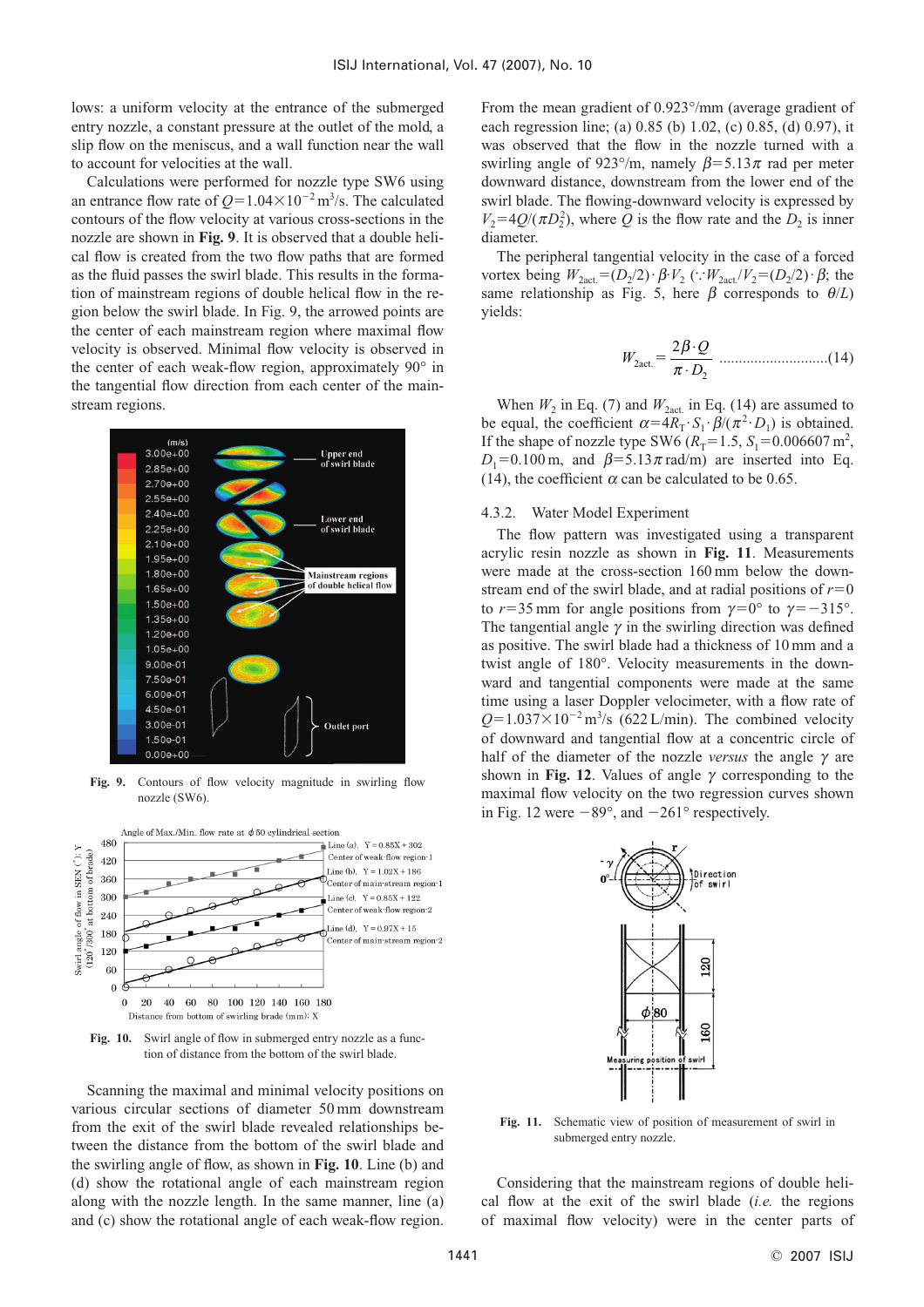lows: a uniform velocity at the entrance of the submerged entry nozzle, a constant pressure at the outlet of the mold, a slip flow on the meniscus, and a wall function near the wall to account for velocities at the wall.

Calculations were performed for nozzle type SW6 using an entrance flow rate of $Q=1.04\times10^{-2}\,\mathrm{m^3/s}$. The calculated contours of the flow velocity at various cross-sections in the nozzle are shown in **Fig. 9**. It is observed that a double helical flow is created from the two flow paths that are formed as the fluid passes the swirl blade. This results in the formation of mainstream regions of double helical flow in the region below the swirl blade. In Fig. 9, the arrowed points are the center of each mainstream region where maximal flow velocity is observed. Minimal flow velocity is observed in the center of each weak-flow region, approximately 90° in the tangential flow direction from each center of the mainstream regions.

**Fig. 9.** Contours of flow velocity magnitude in swirling flow nozzle (SW6).

**Fig. 10.** Swirl angle of flow in submerged entry nozzle as a function of distance from the bottom of the swirl blade.

Scanning the maximal and minimal velocity positions on various circular sections of diameter 50 mm downstream from the exit of the swirl blade revealed relationships between the distance from the bottom of the swirl blade and the swirling angle of flow, as shown in **Fig. 10**. Line (b) and (d) show the rotational angle of each mainstream region along with the nozzle length. In the same manner, line (a) and (c) show the rotational angle of each weak-flow region. From the mean gradient of 0.923°/mm (average gradient of each regression line; (a) 0.85 (b) 1.02, (c) 0.85, (d) 0.97), it was observed that the flow in the nozzle turned with a swirling angle of 923°/m, namely $\beta=5.13\pi$ rad per meter downward distance, downstream from the lower end of the swirl blade. The flowing-downward velocity is expressed by $V_2=4Q/(\pi D_2^2)$, where $Q$ is the flow rate and the $D_2$ is inner diameter.

The peripheral tangential velocity in the case of a forced vortex being $W_{2\mathrm{act.}}=(D_2/2)\cdot\beta\cdot V_2$ ($\because W_{2\mathrm{act.}}/V_2=(D_2/2)\cdot\beta$; the same relationship as Fig. 5, here $\beta$ corresponds to $\theta/L$) yields:

$$W_{2\mathrm{act.}}=\frac{2\beta\cdot Q}{\pi\cdot D_2} \quad\text{.............................(14)}$$

When $W_2$ in Eq. (7) and $W_{2\mathrm{act.}}$ in Eq. (14) are assumed to be equal, the coefficient $\alpha=4R_T\cdot S_1\cdot\beta/(\pi^2\cdot D_1)$ is obtained. If the shape of nozzle type SW6 ($R_T=1.5$, $S_1=0.006607\,\mathrm{m^2}$, $D_1=0.100\,\mathrm{m}$, and $\beta=5.13\pi$ rad/m) are inserted into Eq. (14), the coefficient $\alpha$ can be calculated to be 0.65.

#### 4.3.2. Water Model Experiment

The flow pattern was investigated using a transparent acrylic resin nozzle as shown in **Fig. 11**. Measurements were made at the cross-section 160 mm below the downstream end of the swirl blade, and at radial positions of $r=0$ to $r=35$ mm for angle positions from $\gamma=0°$ to $\gamma=-315°$. The tangential angle $\gamma$ in the swirling direction was defined as positive. The swirl blade had a thickness of 10 mm and a twist angle of 180°. Velocity measurements in the downward and tangential components were made at the same time using a laser Doppler velocimeter, with a flow rate of $Q=1.037\times10^{-2}\,\mathrm{m^3/s}$ (622 L/min). The combined velocity of downward and tangential flow at a concentric circle of half of the diameter of the nozzle *versus* the angle $\gamma$ are shown in **Fig. 12**. Values of angle $\gamma$ corresponding to the maximal flow velocity on the two regression curves shown in Fig. 12 were −89°, and −261° respectively.

**Fig. 11.** Schematic view of position of measurement of swirl in submerged entry nozzle.

Considering that the mainstream regions of double helical flow at the exit of the swirl blade (*i.e.* the regions of maximal flow velocity) were in the center parts of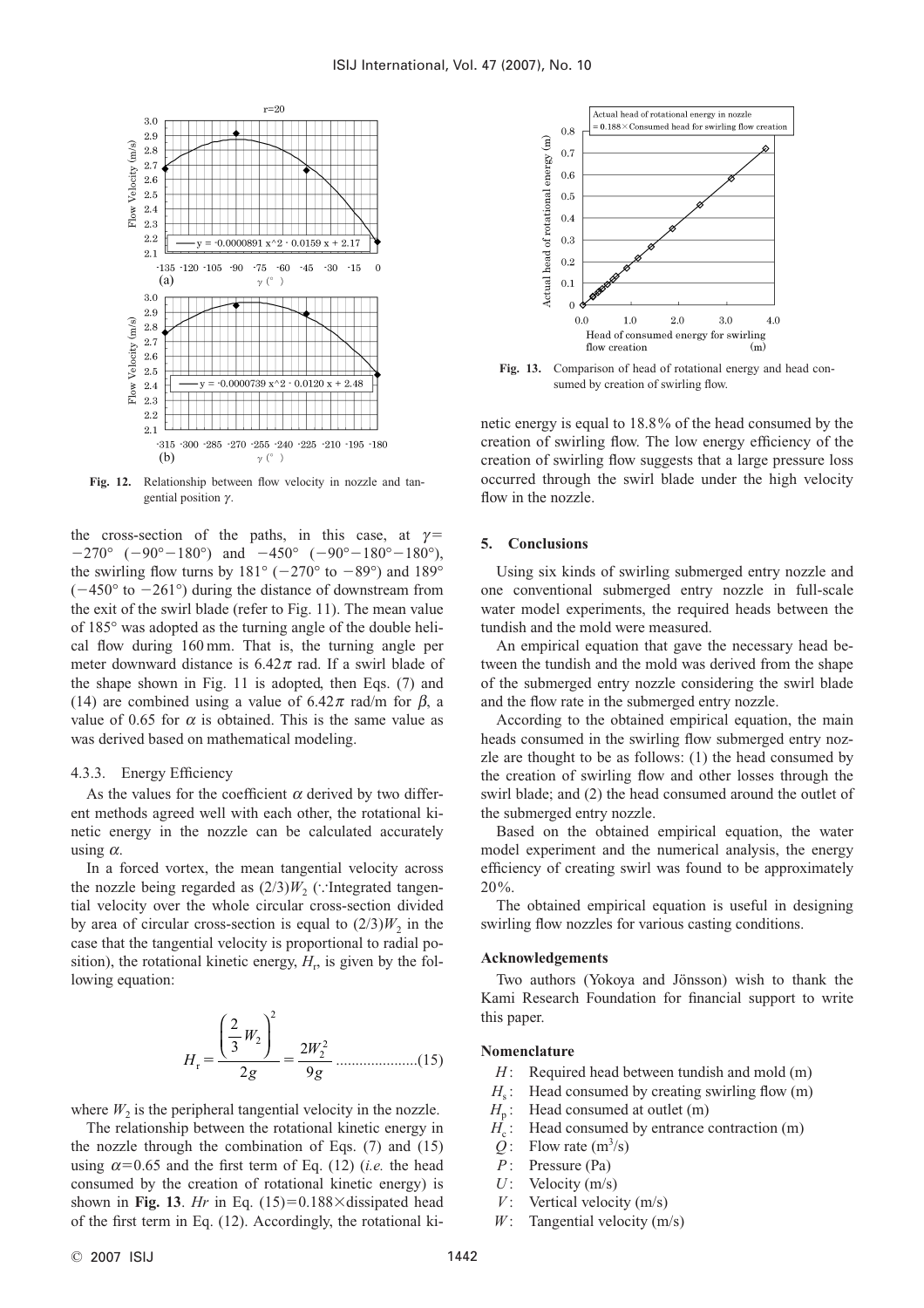Fig. 12. Relationship between flow velocity in nozzle and tangential position $\gamma$.

the cross-section of the paths, in this case, at $\gamma = -270°$ ($-90°-180°$) and $-450°$ ($-90°-180°-180°$), the swirling flow turns by 181° ($-270°$ to $-89°$) and 189° ($-450°$ to $-261°$) during the distance of downstream from the exit of the swirl blade (refer to Fig. 11). The mean value of 185° was adopted as the turning angle of the double helical flow during 160 mm. That is, the turning angle per meter downward distance is $6.42\pi$ rad. If a swirl blade of the shape shown in Fig. 11 is adopted, then Eqs. (7) and (14) are combined using a value of $6.42\pi$ rad/m for $\beta$, a value of 0.65 for $\alpha$ is obtained. This is the same value as was derived based on mathematical modeling.

#### 4.3.3. Energy Efficiency

As the values for the coefficient $\alpha$ derived by two different methods agreed well with each other, the rotational kinetic energy in the nozzle can be calculated accurately using $\alpha$.

In a forced vortex, the mean tangential velocity across the nozzle being regarded as $(2/3)W_2$ (∵Integrated tangential velocity over the whole circular cross-section divided by area of circular cross-section is equal to $(2/3)W_2$ in the case that the tangential velocity is proportional to radial position), the rotational kinetic energy, $H_r$, is given by the following equation:

$$H_r = \frac{\left(\frac{2}{3}W_2\right)^2}{2g} = \frac{2W_2^2}{9g} \quad \text{.....................(15)}$$

where $W_2$ is the peripheral tangential velocity in the nozzle.

The relationship between the rotational kinetic energy in the nozzle through the combination of Eqs. (7) and (15) using $\alpha = 0.65$ and the first term of Eq. (12) (*i.e.* the head consumed by the creation of rotational kinetic energy) is shown in **Fig. 13**. *Hr* in Eq. (15)$=0.188\times$dissipated head of the first term in Eq. (12). Accordingly, the rotational kinetic energy is equal to 18.8% of the head consumed by the creation of swirling flow. The low energy efficiency of the creation of swirling flow suggests that a large pressure loss occurred through the swirl blade under the high velocity flow in the nozzle.

Fig. 13. Comparison of head of rotational energy and head consumed by creation of swirling flow.

## 5. Conclusions

Using six kinds of swirling submerged entry nozzle and one conventional submerged entry nozzle in full-scale water model experiments, the required heads between the tundish and the mold were measured.

An empirical equation that gave the necessary head between the tundish and the mold was derived from the shape of the submerged entry nozzle considering the swirl blade and the flow rate in the submerged entry nozzle.

According to the obtained empirical equation, the main heads consumed in the swirling flow submerged entry nozzle are thought to be as follows: (1) the head consumed by the creation of swirling flow and other losses through the swirl blade; and (2) the head consumed around the outlet of the submerged entry nozzle.

Based on the obtained empirical equation, the water model experiment and the numerical analysis, the energy efficiency of creating swirl was found to be approximately 20%.

The obtained empirical equation is useful in designing swirling flow nozzles for various casting conditions.

## Acknowledgements

Two authors (Yokoya and Jönsson) wish to thank the Kami Research Foundation for financial support to write this paper.

## Nomenclature

- $H$: Required head between tundish and mold (m)
- $H_s$: Head consumed by creating swirling flow (m)
- $H_p$: Head consumed at outlet (m)
- $H_c$: Head consumed by entrance contraction (m)
- $Q$: Flow rate ($m^3$/s)
- $P$: Pressure (Pa)
- $U$: Velocity (m/s)
- $V$: Vertical velocity (m/s)
- $W$: Tangential velocity (m/s)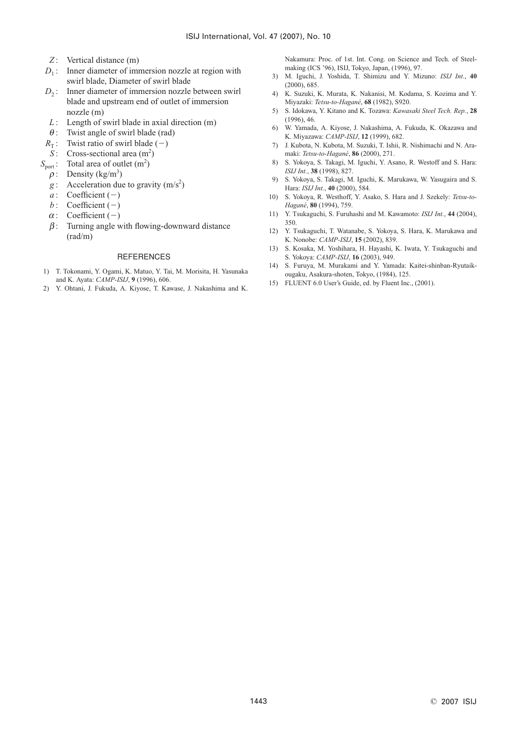- $Z$: Vertical distance (m)
- $D_1$: Inner diameter of immersion nozzle at region with swirl blade, Diameter of swirl blade
- $D_2$: Inner diameter of immersion nozzle between swirl blade and upstream end of outlet of immersion nozzle (m)
- $L$: Length of swirl blade in axial direction (m)
- $\theta$: Twist angle of swirl blade (rad)
- $R_T$: Twist ratio of swirl blade (−)
- $S$: Cross-sectional area (m$^2$)
- $S_{port}$: Total area of outlet (m$^2$)
- $\rho$: Density (kg/m$^3$)
- $g$: Acceleration due to gravity (m/s$^2$)
- $a$: Coefficient (−)
- $b$: Coefficient (−)
- $\alpha$: Coefficient (−)
- $\beta$: Turning angle with flowing-downward distance (rad/m)

## REFERENCES

1) T. Tokonami, Y. Ogami, K. Matuo, Y. Tai, M. Morisita, H. Yasunaka and K. Ayata: *CAMP-ISIJ*, **9** (1996), 606.
2) Y. Ohtani, J. Fukuda, A. Kiyose, T. Kawase, J. Nakashima and K. Nakamura: Proc. of 1st. Int. Cong. on Science and Tech. of Steelmaking (ICS '96), ISIJ, Tokyo, Japan, (1996), 97.
3) M. Iguchi, J. Yoshida, T. Shimizu and Y. Mizuno: *ISIJ Int.*, **40** (2000), 685.
4) K. Suzuki, K. Murata, K. Nakanisi, M. Kodama, S. Kozima and Y. Miyazaki: *Tetsu-to-Hagané*, **68** (1982), S920.
5) S. Idokawa, Y. Kitano and K. Tozawa: *Kawasaki Steel Tech. Rep.*, **28** (1996), 46.
6) W. Yamada, A. Kiyose, J. Nakashima, A. Fukuda, K. Okazawa and K. Miyazawa: *CAMP-ISIJ*, **12** (1999), 682.
7) J. Kubota, N. Kubota, M. Suzuki, T. Ishii, R. Nishimachi and N. Aramaki: *Tetsu-to-Hagané*, **86** (2000), 271.
8) S. Yokoya, S. Takagi, M. Iguchi, Y. Asano, R. Westoff and S. Hara: *ISIJ Int.*, **38** (1998), 827.
9) S. Yokoya, S. Takagi, M. Iguchi, K. Marukawa, W. Yasugaira and S. Hara: *ISIJ Int.*, **40** (2000), 584.
10) S. Yokoya, R. Westhoff, Y. Asako, S. Hara and J. Szekely: *Tetsu-to-Hagané*, **80** (1994), 759.
11) Y. Tsukaguchi, S. Furuhashi and M. Kawamoto: *ISIJ Int.*, **44** (2004), 350.
12) Y. Tsukaguchi, T. Watanabe, S. Yokoya, S. Hara, K. Marukawa and K. Nonobe: *CAMP-ISIJ*, **15** (2002), 839.
13) S. Kosaka, M. Yoshihara, H. Hayashi, K. Iwata, Y. Tsukaguchi and S. Yokoya: *CAMP-ISIJ*, **16** (2003), 949.
14) S. Furuya, M. Murakami and Y. Yamada: Kaitei-shinban-Ryutaikougaku, Asakura-shoten, Tokyo, (1984), 125.
15) FLUENT 6.0 User's Guide, ed. by Fluent Inc., (2001).